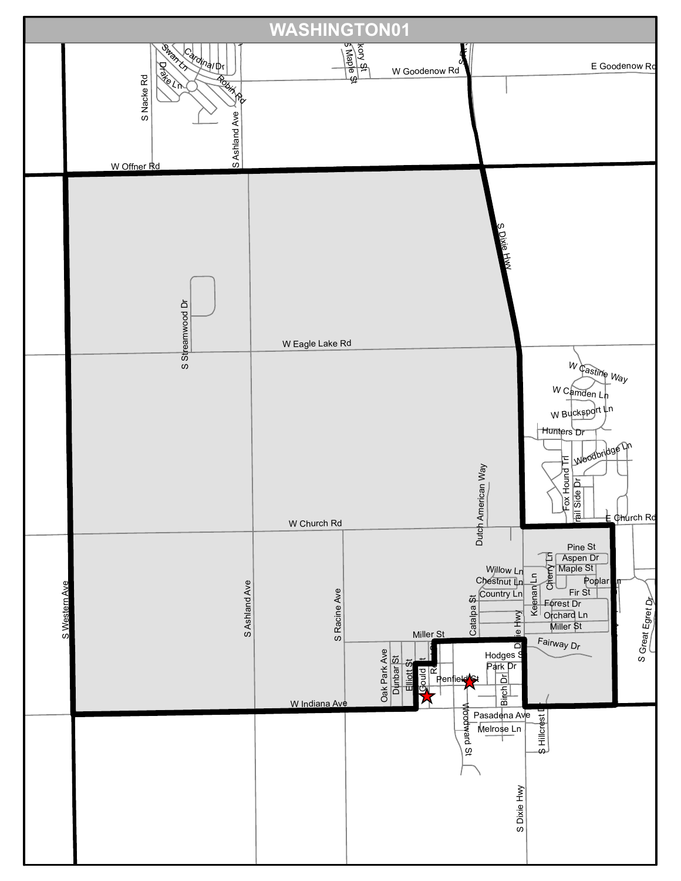# WASHINGTON01

W Offner Rd

W Goodenow Rd

E Goodenow Rd

Cardinal Dr

Swan Ln

Robin Rd

Drake Ln

S Nacke Rd

S Ashland Ave

Maple St

S Dixie Hwy

S Streamwood Dr

W Eagle Lake Rd

W Castine Way

W Camden Ln

W Bucksport Ln

Hunters Dr

Woodbridge Ln

Fox Hound Trl

Trail Side Dr

Dutch American Way

W Church Rd

E Church Rd

Pine St

Aspen Dr

Maple St

Willow Ln

Chestnut Ln

Poplar Ln

Country Ln

Fir St

Forest Dr

Orchard Ln

Miller St

Keenan Ln

Cherry Ln

Catalpa St

Miller St

Fairway Dr

Hodges St

Park Dr

Penfield St

Birch Dr

Oak Park Ave

Dunbar St

Elliott St

Gould St

W Indiana Ave

Pasadena Ave

Melrose Ln

Woodward St

S Hillcrest Dr

S Great Egret Dr

S Western Ave

S Ashland Ave

S Racine Ave

S Dixie Hwy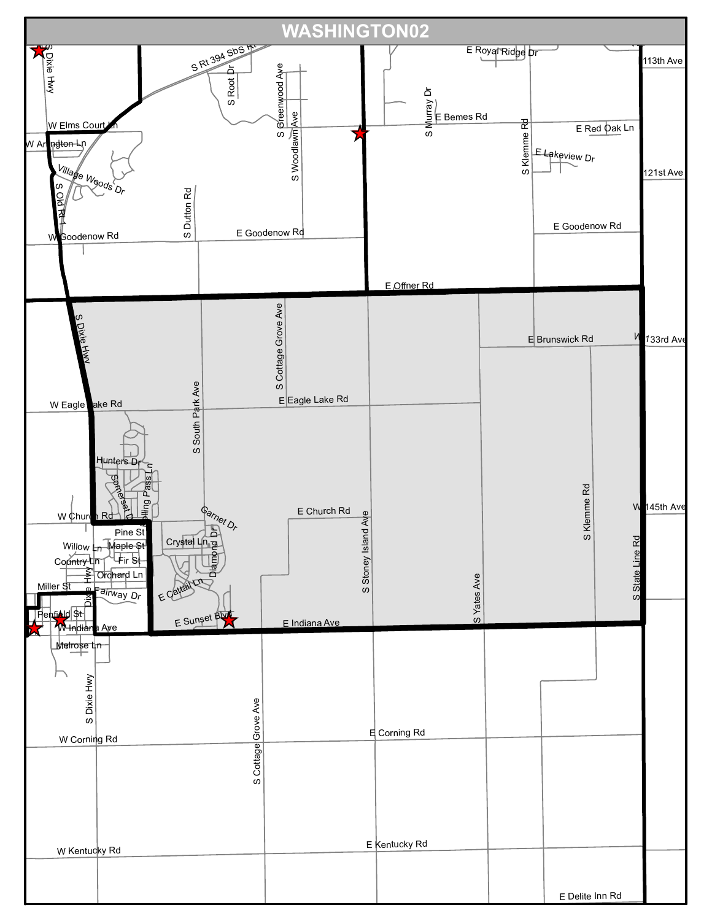# WASHINGTON02

S Dixie Hwy

S Rt 394 SbS Rt

E Royal Ridge Dr

113th Ave

S Root Dr

S Greenwood Ave

S Woodlawn Ave

S Murray Dr

E Bemes Rd

W Elms Court Ln

E Red Oak Ln

W Arlington Ln

S Klemme Rd

E Lakeview Dr

121st Ave

Village Woods Dr

S Old Rt 1

S Dutton Rd

E Goodenow Rd

W Goodenow Rd

E Goodenow Rd

E Offner Rd

S Dixie Hwy

S Cottage Grove Ave

E Brunswick Rd

W 133rd Ave

W Eagle Lake Rd

E Eagle Lake Rd

S South Park Ave

Hunters Dr

Somerset Dr

Rolling Pass Ln

S Klemme Rd

W 145th Ave

W Church Rd

Garnet Dr

E Church Rd

S Stoney Island Ave

Pine St

Crystal Ln

Willow Ln

Maple St

Diamond Dr

Country Ln

Fir St

S Yates Ave

S State Line Rd

Orchard Ln

Miller St

Dixie Hwy

Fairway Dr

E Cattail Ln

Penfield St

E Sunset Blvd

E Indiana Ave

W Indiana Ave

Melrose Ln

S Dixie Hwy

S Cottage Grove Ave

W Corning Rd

E Corning Rd

W Kentucky Rd

E Kentucky Rd

E Delite Inn Rd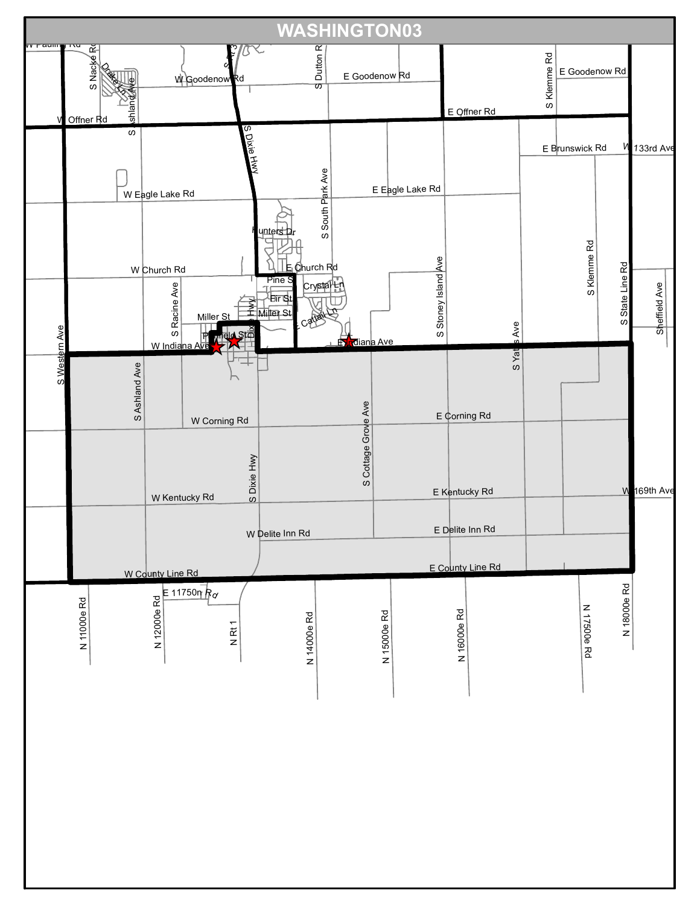# WASHINGTON03

W Pauling Rd
S Nacke Rd
Drake Ln
S Ashland Ave
W Goodenow Rd
S Rt 3
S Dutton Rd
E Goodenow Rd
S Klemme Rd
E Goodenow Rd
W Offner Rd
S Ashland Ave
S Dixie Hwy
E Offner Rd
E Brunswick Rd
W 133rd Ave
W Eagle Lake Rd
S South Park Ave
E Eagle Lake Rd
Hunters Dr
W Church Rd
E Church Rd
Pine St
Crystal Ln
S Stoney Island Ave
S Klemme Rd
S State Line Rd
Sheffield Ave
S Racine Ave
Fir St
Miller St
Miller St
S Dixie Hwy
E Cattail Ln
Plumfield St
W Indiana Ave
E Indiana Ave
S Yates Ave
S Western Ave
S Ashland Ave
W Corning Rd
E Corning Rd
S Cottage Grove Ave
S Dixie Hwy
W Kentucky Rd
E Kentucky Rd
W 169th Ave
W Delite Inn Rd
E Delite Inn Rd
W County Line Rd
E County Line Rd
E 11750n Rd
N 11000e Rd
N 12000e Rd
N Rt 1
N 14000e Rd
N 15000e Rd
N 16000e Rd
N 17500e Rd
N 18000e Rd